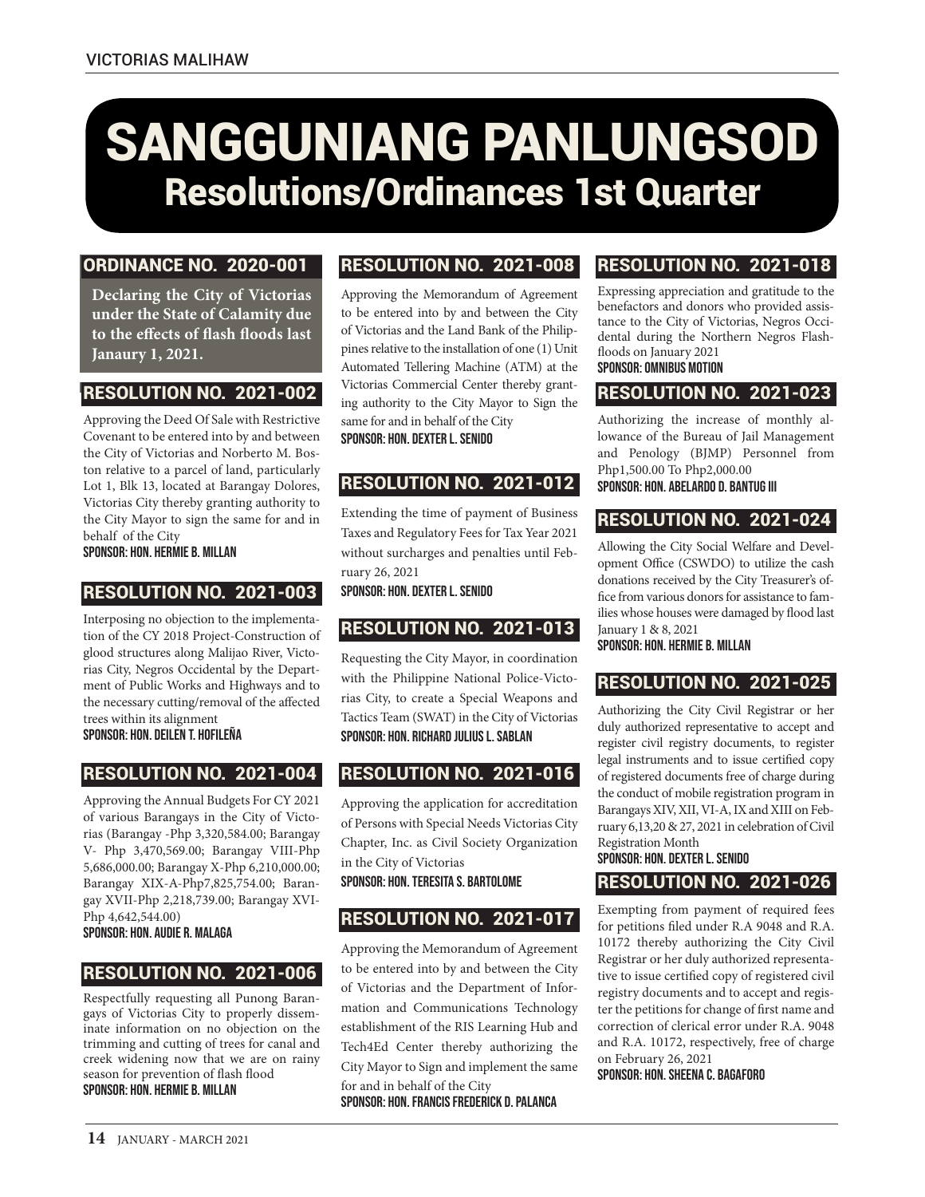# SANGGUNIANG PANLUNGSOD

## Resolutions/Ordinances 1st Quarter

### ORDINANCE NO. 2020-001

**Declaring the City of Victorias under the State of Calamity due to the effects of flash floods last Janaury 1, 2021.**

### RESOLUTION NO. 2021-002

Approving the Deed Of Sale with Restrictive Covenant to be entered into by and between the City of Victorias and Norberto M. Boston relative to a parcel of land, particularly Lot 1, Blk 13, located at Barangay Dolores, Victorias City thereby granting authority to the City Mayor to sign the same for and in behalf of the City

**SPONSOR: HON. HERMIE B. MILLAN**

### RESOLUTION NO. 2021-003

Interposing no objection to the implementation of the CY 2018 Project-Construction of glood structures along Malijao River, Victorias City, Negros Occidental by the Department of Public Works and Highways and to the necessary cutting/removal of the affected trees within its alignment

**SPONSOR: HON. DEILEN T. HOFILEÑA**

### RESOLUTION NO. 2021-004

Approving the Annual Budgets For CY 2021 of various Barangays in the City of Victorias (Barangay -Php 3,320,584.00; Barangay V- Php 3,470,569.00; Barangay VIII-Php 5,686,000.00; Barangay X-Php 6,210,000.00; Barangay XIX-A-Php7,825,754.00; Barangay XVII-Php 2,218,739.00; Barangay XVI-Php 4,642,544.00)

**SPONSOR: HON. AUDIE R. MALAGA**

### RESOLUTION NO. 2021-006

Respectfully requesting all Punong Barangays of Victorias City to properly disseminate information on no objection on the trimming and cutting of trees for canal and creek widening now that we are on rainy season for prevention of flash flood

**SPONSOR: HON. HERMIE B. MILLAN**

### RESOLUTION NO. 2021-008

Approving the Memorandum of Agreement to be entered into by and between the City of Victorias and the Land Bank of the Philippines relative to the installation of one (1) Unit Automated Tellering Machine (ATM) at the Victorias Commercial Center thereby granting authority to the City Mayor to Sign the same for and in behalf of the City

**SPONSOR: HON. DEXTER L. SENIDO**

### RESOLUTION NO. 2021-012

Extending the time of payment of Business Taxes and Regulatory Fees for Tax Year 2021 without surcharges and penalties until February 26, 2021

**SPONSOR: HON. DEXTER L. SENIDO**

### RESOLUTION NO. 2021-013

Requesting the City Mayor, in coordination with the Philippine National Police-Victorias City, to create a Special Weapons and Tactics Team (SWAT) in the City of Victorias

**SPONSOR: HON. RICHARD JULIUS L. SABLAN**

### RESOLUTION NO. 2021-016

Approving the application for accreditation of Persons with Special Needs Victorias City Chapter, Inc. as Civil Society Organization in the City of Victorias

**SPONSOR: HON. TERESITA S. BARTOLOME**

### RESOLUTION NO. 2021-017

Approving the Memorandum of Agreement to be entered into by and between the City of Victorias and the Department of Information and Communications Technology establishment of the RIS Learning Hub and Tech4Ed Center thereby authorizing the City Mayor to Sign and implement the same for and in behalf of the City

**SPONSOR: HON. FRANCIS FREDERICK D. PALANCA**

### RESOLUTION NO. 2021-018

Expressing appreciation and gratitude to the benefactors and donors who provided assistance to the City of Victorias, Negros Occidental during the Northern Negros Flashfloods on January 2021

**SPONSOR: OMNIBUS MOTION**

### RESOLUTION NO. 2021-023

Authorizing the increase of monthly allowance of the Bureau of Jail Management and Penology (BJMP) Personnel from Php1,500.00 To Php2,000.00

**SPONSOR: HON. ABELARDO D. BANTUG III**

### RESOLUTION NO. 2021-024

Allowing the City Social Welfare and Development Office (CSWDO) to utilize the cash donations received by the City Treasurer's office from various donors for assistance to families whose houses were damaged by flood last January 1 & 8, 2021

**SPONSOR: HON. HERMIE B. MILLAN**

### RESOLUTION NO. 2021-025

Authorizing the City Civil Registrar or her duly authorized representative to accept and register civil registry documents, to register legal instruments and to issue certified copy of registered documents free of charge during the conduct of mobile registration program in Barangays XIV, XII, VI-A, IX and XIII on February 6,13,20 & 27, 2021 in celebration of Civil Registration Month

**SPONSOR: HON. DEXTER L. SENIDO**

### RESOLUTION NO. 2021-026

Exempting from payment of required fees for petitions filed under R.A 9048 and R.A. 10172 thereby authorizing the City Civil Registrar or her duly authorized representative to issue certified copy of registered civil registry documents and to accept and register the petitions for change of first name and correction of clerical error under R.A. 9048 and R.A. 10172, respectively, free of charge on February 26, 2021

**SPONSOR: HON. SHEENA C. BAGAFORO**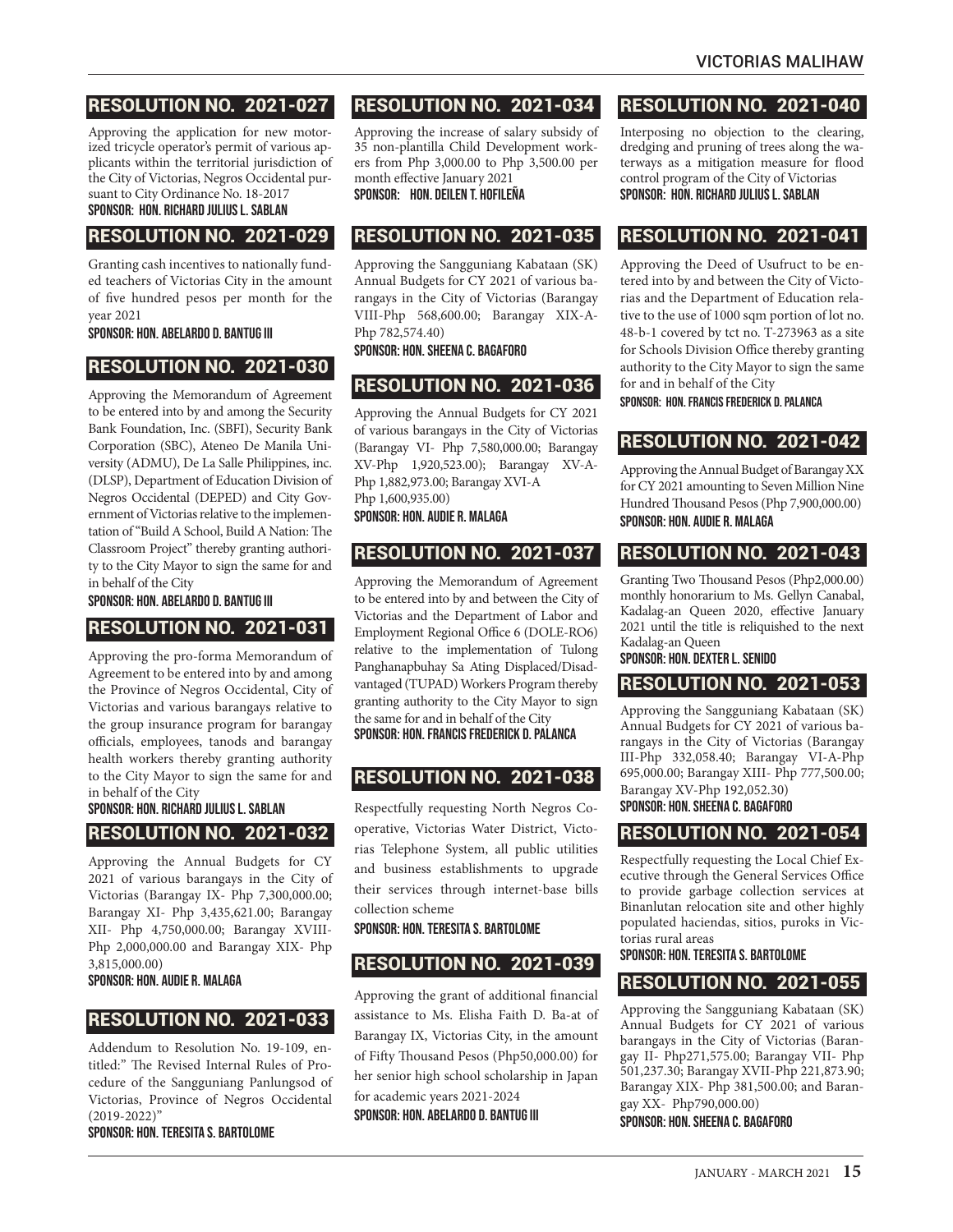## RESOLUTION NO. 2021-027

Approving the application for new motorized tricycle operator's permit of various applicants within the territorial jurisdiction of the City of Victorias, Negros Occidental pursuant to City Ordinance No. 18-2017

**SPONSOR: HON. RICHARD JULIUS L. SABLAN**

## RESOLUTION NO. 2021-029

Granting cash incentives to nationally funded teachers of Victorias City in the amount of five hundred pesos per month for the year 2021

**SPONSOR: HON. ABELARDO D. BANTUG III**

## RESOLUTION NO. 2021-030

Approving the Memorandum of Agreement to be entered into by and among the Security Bank Foundation, Inc. (SBFI), Security Bank Corporation (SBC), Ateneo De Manila University (ADMU), De La Salle Philippines, inc. (DLSP), Department of Education Division of Negros Occidental (DEPED) and City Government of Victorias relative to the implementation of "Build A School, Build A Nation: The Classroom Project" thereby granting authority to the City Mayor to sign the same for and in behalf of the City

**SPONSOR: HON. ABELARDO D. BANTUG III**

## RESOLUTION NO. 2021-031

Approving the pro-forma Memorandum of Agreement to be entered into by and among the Province of Negros Occidental, City of Victorias and various barangays relative to the group insurance program for barangay officials, employees, tanods and barangay health workers thereby granting authority to the City Mayor to sign the same for and in behalf of the City

**SPONSOR: HON. RICHARD JULIUS L. SABLAN**

## RESOLUTION NO. 2021-032

Approving the Annual Budgets for CY 2021 of various barangays in the City of Victorias (Barangay IX- Php 7,300,000.00; Barangay XI- Php 3,435,621.00; Barangay XII- Php 4,750,000.00; Barangay XVIII- Php 2,000,000.00 and Barangay XIX- Php 3,815,000.00)

**SPONSOR: HON. AUDIE R. MALAGA**

## RESOLUTION NO. 2021-033

Addendum to Resolution No. 19-109, entitled:" The Revised Internal Rules of Procedure of the Sangguniang Panlungsod of Victorias, Province of Negros Occidental (2019-2022)"

**SPONSOR: HON. TERESITA S. BARTOLOME**

## RESOLUTION NO. 2021-034

Approving the increase of salary subsidy of 35 non-plantilla Child Development workers from Php 3,000.00 to Php 3,500.00 per month effective January 2021

**SPONSOR: HON. DEILEN T. HOFILEÑA**

## RESOLUTION NO. 2021-035

Approving the Sangguniang Kabataan (SK) Annual Budgets for CY 2021 of various barangays in the City of Victorias (Barangay VIII-Php 568,600.00; Barangay XIX-A-Php 782,574.40)

**SPONSOR: HON. SHEENA C. BAGAFORO**

## RESOLUTION NO. 2021-036

Approving the Annual Budgets for CY 2021 of various barangays in the City of Victorias (Barangay VI- Php 7,580,000.00; Barangay XV-Php 1,920,523.00); Barangay XV-A-Php 1,882,973.00; Barangay XVI-A Php 1,600,935.00)

**SPONSOR: HON. AUDIE R. MALAGA**

## RESOLUTION NO. 2021-037

Approving the Memorandum of Agreement to be entered into by and between the City of Victorias and the Department of Labor and Employment Regional Office 6 (DOLE-RO6) relative to the implementation of Tulong Panghanapbuhay Sa Ating Displaced/Disadvantaged (TUPAD) Workers Program thereby granting authority to the City Mayor to sign the same for and in behalf of the City

**SPONSOR: HON. FRANCIS FREDERICK D. PALANCA**

## RESOLUTION NO. 2021-038

Respectfully requesting North Negros Cooperative, Victorias Water District, Victorias Telephone System, all public utilities and business establishments to upgrade their services through internet-base bills collection scheme

**SPONSOR: HON. TERESITA S. BARTOLOME**

## RESOLUTION NO. 2021-039

Approving the grant of additional financial assistance to Ms. Elisha Faith D. Ba-at of Barangay IX, Victorias City, in the amount of Fifty Thousand Pesos (Php50,000.00) for her senior high school scholarship in Japan for academic years 2021-2024

**SPONSOR: HON. ABELARDO D. BANTUG III**

## RESOLUTION NO. 2021-040

Interposing no objection to the clearing, dredging and pruning of trees along the waterways as a mitigation measure for flood control program of the City of Victorias

**SPONSOR: HON. RICHARD JULIUS L. SABLAN**

## RESOLUTION NO. 2021-041

Approving the Deed of Usufruct to be entered into by and between the City of Victorias and the Department of Education relative to the use of 1000 sqm portion of lot no. 48-b-1 covered by tct no. T-273963 as a site for Schools Division Office thereby granting authority to the City Mayor to sign the same for and in behalf of the City

**SPONSOR: HON. FRANCIS FREDERICK D. PALANCA**

## RESOLUTION NO. 2021-042

Approving the Annual Budget of Barangay XX for CY 2021 amounting to Seven Million Nine Hundred Thousand Pesos (Php 7,900,000.00)

**SPONSOR: HON. AUDIE R. MALAGA**

## RESOLUTION NO. 2021-043

Granting Two Thousand Pesos (Php2,000.00) monthly honorarium to Ms. Gellyn Canabal, Kadalag-an Queen 2020, effective January 2021 until the title is reliquished to the next Kadalag-an Queen

**SPONSOR: HON. DEXTER L. SENIDO**

## RESOLUTION NO. 2021-053

Approving the Sangguniang Kabataan (SK) Annual Budgets for CY 2021 of various barangays in the City of Victorias (Barangay III-Php 332,058.40; Barangay VI-A-Php 695,000.00; Barangay XIII- Php 777,500.00; Barangay XV-Php 192,052.30)

**SPONSOR: HON. SHEENA C. BAGAFORO**

## RESOLUTION NO. 2021-054

Respectfully requesting the Local Chief Executive through the General Services Office to provide garbage collection services at Binanlutan relocation site and other highly populated haciendas, sitios, puroks in Victorias rural areas

**SPONSOR: HON. TERESITA S. BARTOLOME**

## RESOLUTION NO. 2021-055

Approving the Sangguniang Kabataan (SK) Annual Budgets for CY 2021 of various barangays in the City of Victorias (Barangay II- Php271,575.00; Barangay VII- Php 501,237.30; Barangay XVII-Php 221,873.90; Barangay XIX- Php 381,500.00; and Barangay XX- Php790,000.00)

**SPONSOR: HON. SHEENA C. BAGAFORO**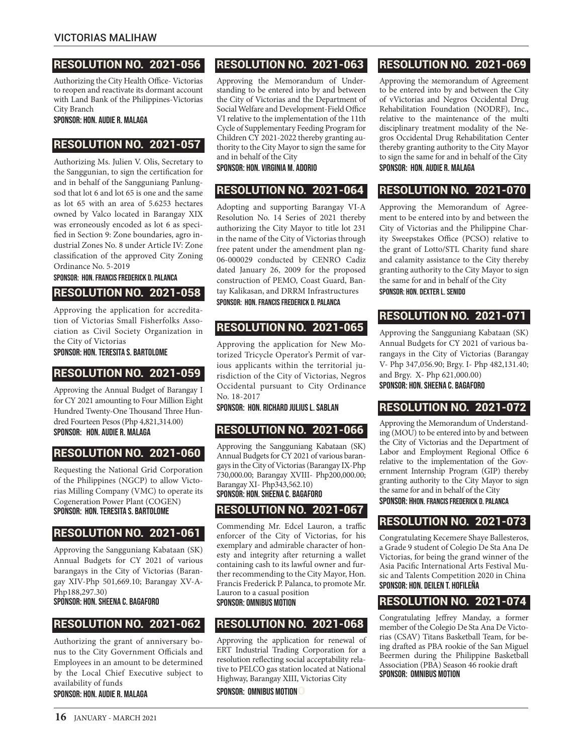## RESOLUTION NO. 2021-056

Authorizing the City Health Office- Victorias to reopen and reactivate its dormant account with Land Bank of the Philippines-Victorias City Branch

**SPONSOR: HON. AUDIE R. MALAGA**

## RESOLUTION NO. 2021-057

Authorizing Ms. Julien V. Olis, Secretary to the Sanggunian, to sign the certification for and in behalf of the Sangguniang Panlungsod that lot 6 and lot 65 is one and the same as lot 65 with an area of 5.6253 hectares owned by Valco located in Barangay XIX was erroneously encoded as lot 6 as specified in Section 9: Zone boundaries, agro industrial Zones No. 8 under Article IV: Zone classification of the approved City Zoning Ordinance No. 5-2019

**SPONSOR: HON. FRANCIS FREDERICK D. PALANCA**

## RESOLUTION NO. 2021-058

Approving the application for accreditation of Victorias Small Fisherfolks Association as Civil Society Organization in the City of Victorias

**SPONSOR: HON. TERESITA S. BARTOLOME**

## RESOLUTION NO. 2021-059

Approving the Annual Budget of Barangay I for CY 2021 amounting to Four Million Eight Hundred Twenty-One Thousand Three Hundred Fourteen Pesos (Php 4,821,314.00)

**SPONSOR: HON. AUDIE R. MALAGA**

## RESOLUTION NO. 2021-060

Requesting the National Grid Corporation of the Philippines (NGCP) to allow Victorias Milling Company (VMC) to operate its Cogeneration Power Plant (COGEN)

**SPONSOR: HON. TERESITA S. BARTOLOME**

## RESOLUTION NO. 2021-061

Approving the Sangguniang Kabataan (SK) Annual Budgets for CY 2021 of various barangays in the City of Victorias (Barangay XIV-Php 501,669.10; Barangay XV-A-Php188,297.30)

**SPONSOR: HON. SHEENA C. BAGAFORO**

## RESOLUTION NO. 2021-062

Authorizing the grant of anniversary bonus to the City Government Officials and Employees in an amount to be determined by the Local Chief Executive subject to availability of funds

**SPONSOR: HON. AUDIE R. MALAGA**

## RESOLUTION NO. 2021-063

Approving the Memorandum of Understanding to be entered into by and between the City of Victorias and the Department of Social Welfare and Development-Field Office VI relative to the implementation of the 11th Cycle of Supplementary Feeding Program for Children CY 2021-2022 thereby granting authority to the City Mayor to sign the same for and in behalf of the City

**SPONSOR: HON. VIRGINIA M. ADORIO**

## RESOLUTION NO. 2021-064

Adopting and supporting Barangay VI-A Resolution No. 14 Series of 2021 thereby authorizing the City Mayor to title lot 231 in the name of the City of Victorias through free patent under the amendment plan ng-06-000029 conducted by CENRO Cadiz dated January 26, 2009 for the proposed construction of PEMO, Coast Guard, Bantay Kalikasan, and DRRM Infrastructures

**SPONSOR: HON. FRANCIS FREDERICK D. PALANCA**

## RESOLUTION NO. 2021-065

Approving the application for New Motorized Tricycle Operator's Permit of various applicants within the territorial jurisdiction of the City of Victorias, Negros Occidental pursuant to City Ordinance No. 18-2017

**SPONSOR: HON. RICHARD JULIUS L. SABLAN**

## RESOLUTION NO. 2021-066

Approving the Sangguniang Kabataan (SK) Annual Budgets for CY 2021 of various barangays in the City of Victorias (Barangay IX-Php 730,000.00; Barangay XVIII- Php200,000.00; Barangay XI- Php343,562.10)

**SPONSOR: HON. SHEENA C. BAGAFORO**

## RESOLUTION NO. 2021-067

Commending Mr. Edcel Lauron, a traffic enforcer of the City of Victorias, for his exemplary and admirable character of honesty and integrity after returning a wallet containing cash to its lawful owner and further recommending to the City Mayor, Hon. Francis Frederick P. Palanca, to promote Mr. Lauron to a casual position

**SPONSOR: OMNIBUS MOTION**

## RESOLUTION NO. 2021-068

Approving the application for renewal of ERT Industrial Trading Corporation for a resolution reflecting social acceptability relative to PELCO gas station located at National Highway, Barangay XIII, Victorias City

**SPONSOR: OMNIBUS MOTION**

## RESOLUTION NO. 2021-069

Approving the memorandum of Agreement to be entered into by and between the City of vVictorias and Negros Occidental Drug Rehabilitation Foundation (NODRF), Inc., relative to the maintenance of the multi disciplinary treatment modality of the Negros Occidental Drug Rehabilitation Center thereby granting authority to the City Mayor to sign the same for and in behalf of the City

**SPONSOR: HON. AUDIE R. MALAGA**

## RESOLUTION NO. 2021-070

Approving the Memorandum of Agreement to be entered into by and between the City of Victorias and the Philippine Charity Sweepstakes Office (PCSO) relative to the grant of Lotto/STL Charity fund share and calamity assistance to the City thereby granting authority to the City Mayor to sign the same for and in behalf of the City

**SPONSOR: HON. DEXTER L. SENIDO**

## RESOLUTION NO. 2021-071

Approving the Sangguniang Kabataan (SK) Annual Budgets for CY 2021 of various barangays in the City of Victorias (Barangay V- Php 347,056.90; Brgy. I- Php 482,131.40; and Brgy. X- Php 621,000.00)

**SPONSOR: HON. SHEENA C. BAGAFORO**

## RESOLUTION NO. 2021-072

Approving the Memorandum of Understanding (MOU) to be entered into by and between the City of Victorias and the Department of Labor and Employment Regional Office 6 relative to the implementation of the Government Internship Program (GIP) thereby granting authority to the City Mayor to sign the same for and in behalf of the City

**SPONSOR: HHON. FRANCIS FREDERICK D. PALANCA**

## RESOLUTION NO. 2021-073

Congratulating Kecemere Shaye Ballesteros, a Grade 9 student of Colegio De Sta Ana De Victorias, for being the grand winner of the Asia Pacific International Arts Festival Music and Talents Competition 2020 in China

**SPONSOR: HON. DEILEN T. HOFILEÑA**

## RESOLUTION NO. 2021-074

Congratulating Jeffrey Manday, a former member of the Colegio De Sta Ana De Victorias (CSAV) Titans Basketball Team, for being drafted as PBA rookie of the San Miguel Beermen during the Philippine Basketball Association (PBA) Season 46 rookie draft

**SPONSOR: OMNIBUS MOTION**